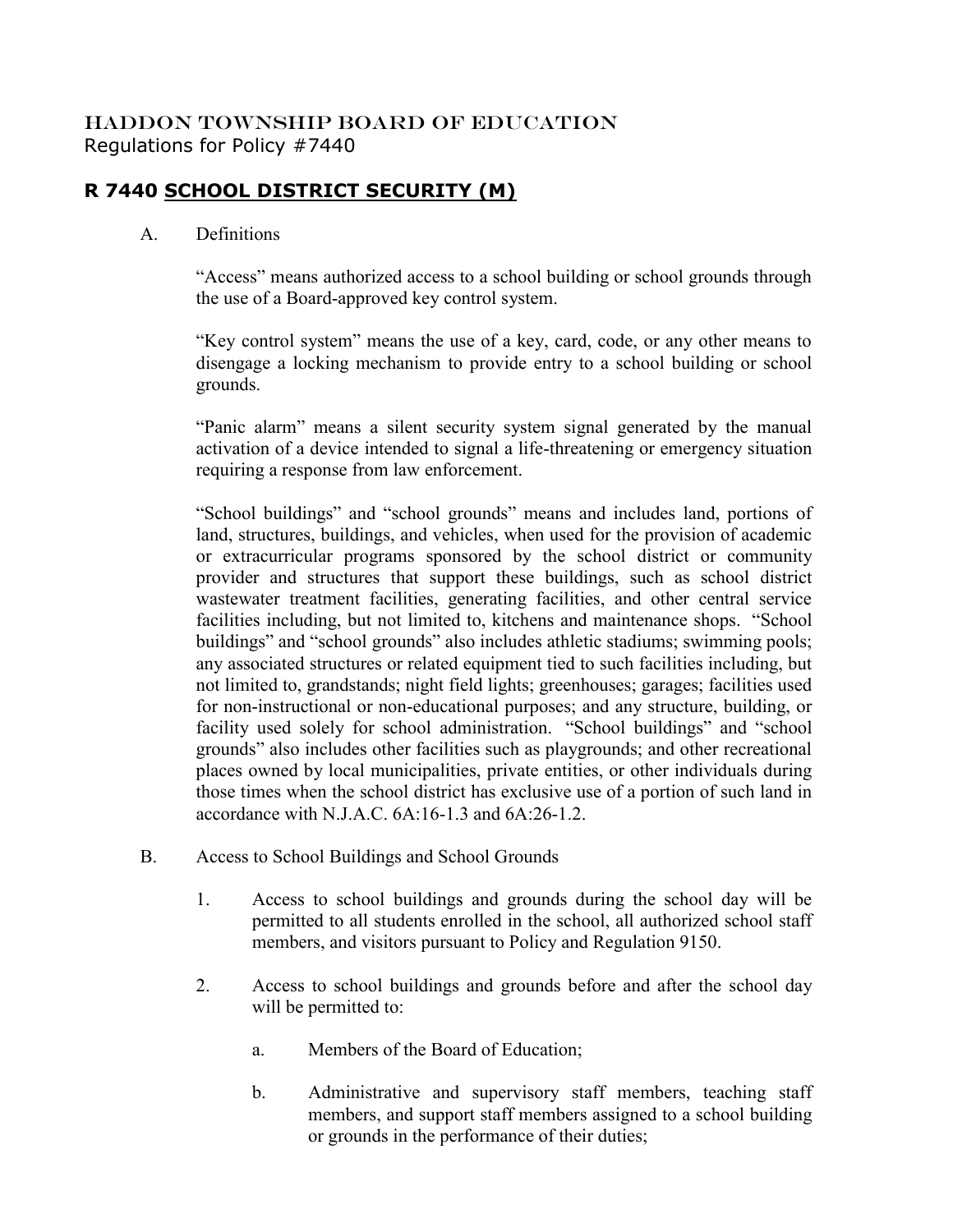HADDON TOWNSHIP BOARD OF EDUCATION
Regulations for Policy #7440

## R 7440 SCHOOL DISTRICT SECURITY (M)

A. Definitions

"Access" means authorized access to a school building or school grounds through the use of a Board-approved key control system.

"Key control system" means the use of a key, card, code, or any other means to disengage a locking mechanism to provide entry to a school building or school grounds.

"Panic alarm" means a silent security system signal generated by the manual activation of a device intended to signal a life-threatening or emergency situation requiring a response from law enforcement.

"School buildings" and "school grounds" means and includes land, portions of land, structures, buildings, and vehicles, when used for the provision of academic or extracurricular programs sponsored by the school district or community provider and structures that support these buildings, such as school district wastewater treatment facilities, generating facilities, and other central service facilities including, but not limited to, kitchens and maintenance shops. "School buildings" and "school grounds" also includes athletic stadiums; swimming pools; any associated structures or related equipment tied to such facilities including, but not limited to, grandstands; night field lights; greenhouses; garages; facilities used for non-instructional or non-educational purposes; and any structure, building, or facility used solely for school administration. "School buildings" and "school grounds" also includes other facilities such as playgrounds; and other recreational places owned by local municipalities, private entities, or other individuals during those times when the school district has exclusive use of a portion of such land in accordance with N.J.A.C. 6A:16-1.3 and 6A:26-1.2.

B. Access to School Buildings and School Grounds

1. Access to school buildings and grounds during the school day will be permitted to all students enrolled in the school, all authorized school staff members, and visitors pursuant to Policy and Regulation 9150.

2. Access to school buildings and grounds before and after the school day will be permitted to:

    a. Members of the Board of Education;

    b. Administrative and supervisory staff members, teaching staff members, and support staff members assigned to a school building or grounds in the performance of their duties;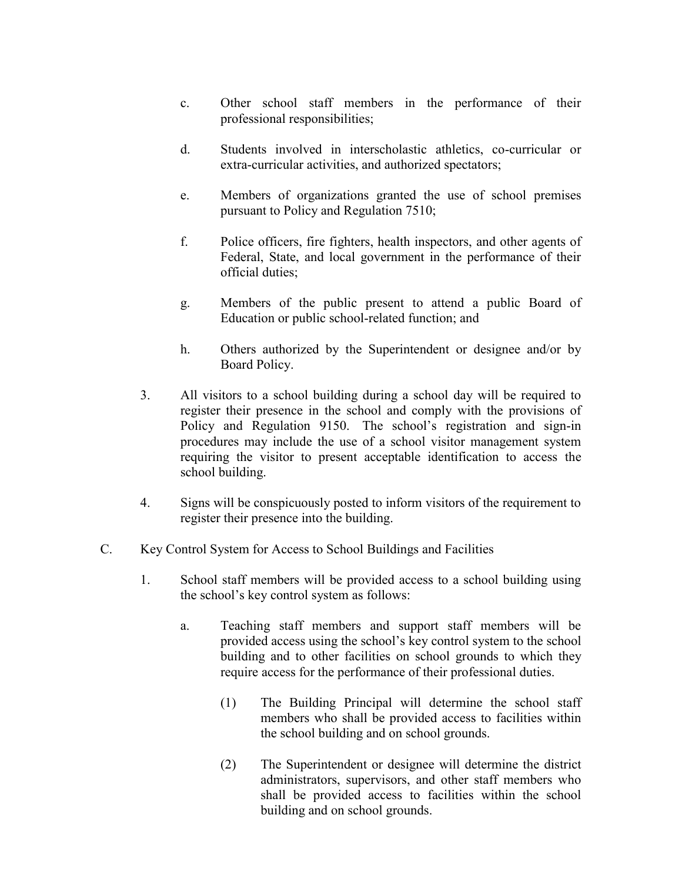c. Other school staff members in the performance of their professional responsibilities;

d. Students involved in interscholastic athletics, co-curricular or extra-curricular activities, and authorized spectators;

e. Members of organizations granted the use of school premises pursuant to Policy and Regulation 7510;

f. Police officers, fire fighters, health inspectors, and other agents of Federal, State, and local government in the performance of their official duties;

g. Members of the public present to attend a public Board of Education or public school-related function; and

h. Others authorized by the Superintendent or designee and/or by Board Policy.

3. All visitors to a school building during a school day will be required to register their presence in the school and comply with the provisions of Policy and Regulation 9150. The school's registration and sign-in procedures may include the use of a school visitor management system requiring the visitor to present acceptable identification to access the school building.

4. Signs will be conspicuously posted to inform visitors of the requirement to register their presence into the building.

C. Key Control System for Access to School Buildings and Facilities

1. School staff members will be provided access to a school building using the school's key control system as follows:

   a. Teaching staff members and support staff members will be provided access using the school's key control system to the school building and to other facilities on school grounds to which they require access for the performance of their professional duties.

      (1) The Building Principal will determine the school staff members who shall be provided access to facilities within the school building and on school grounds.

      (2) The Superintendent or designee will determine the district administrators, supervisors, and other staff members who shall be provided access to facilities within the school building and on school grounds.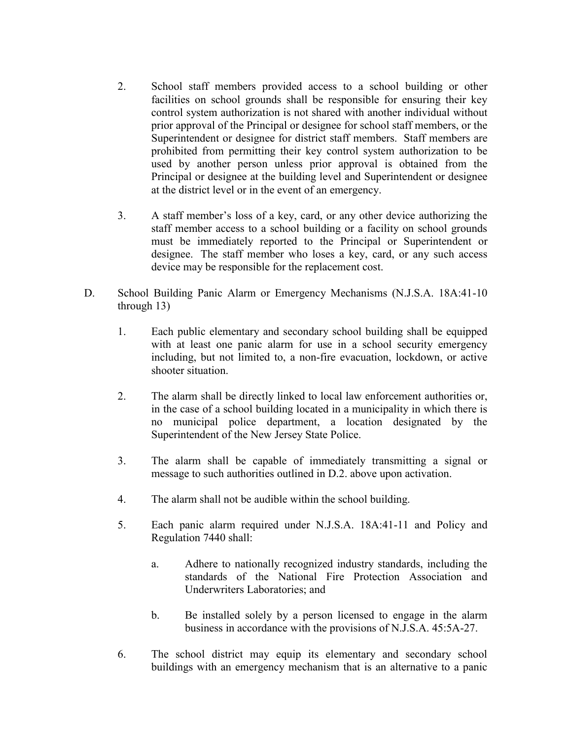2. School staff members provided access to a school building or other facilities on school grounds shall be responsible for ensuring their key control system authorization is not shared with another individual without prior approval of the Principal or designee for school staff members, or the Superintendent or designee for district staff members. Staff members are prohibited from permitting their key control system authorization to be used by another person unless prior approval is obtained from the Principal or designee at the building level and Superintendent or designee at the district level or in the event of an emergency.

3. A staff member's loss of a key, card, or any other device authorizing the staff member access to a school building or a facility on school grounds must be immediately reported to the Principal or Superintendent or designee. The staff member who loses a key, card, or any such access device may be responsible for the replacement cost.

D. School Building Panic Alarm or Emergency Mechanisms (N.J.S.A. 18A:41-10 through 13)

1. Each public elementary and secondary school building shall be equipped with at least one panic alarm for use in a school security emergency including, but not limited to, a non-fire evacuation, lockdown, or active shooter situation.

2. The alarm shall be directly linked to local law enforcement authorities or, in the case of a school building located in a municipality in which there is no municipal police department, a location designated by the Superintendent of the New Jersey State Police.

3. The alarm shall be capable of immediately transmitting a signal or message to such authorities outlined in D.2. above upon activation.

4. The alarm shall not be audible within the school building.

5. Each panic alarm required under N.J.S.A. 18A:41-11 and Policy and Regulation 7440 shall:

   a. Adhere to nationally recognized industry standards, including the standards of the National Fire Protection Association and Underwriters Laboratories; and

   b. Be installed solely by a person licensed to engage in the alarm business in accordance with the provisions of N.J.S.A. 45:5A-27.

6. The school district may equip its elementary and secondary school buildings with an emergency mechanism that is an alternative to a panic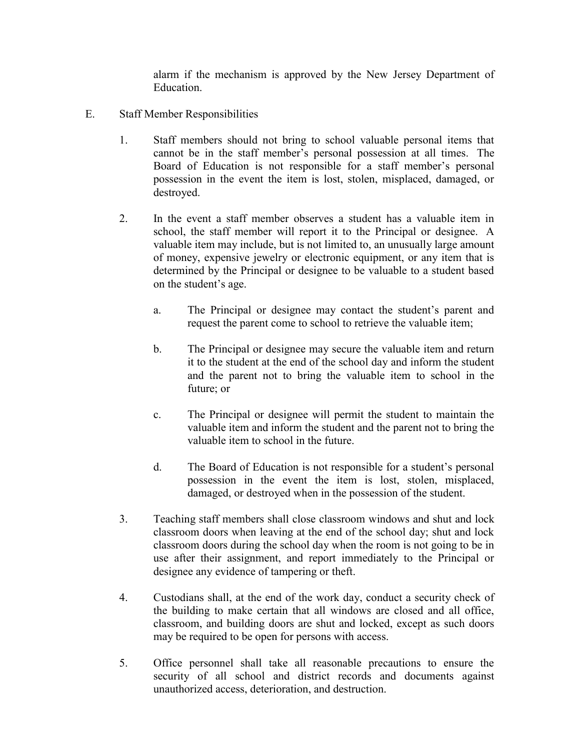alarm if the mechanism is approved by the New Jersey Department of Education.

E. Staff Member Responsibilities

1. Staff members should not bring to school valuable personal items that cannot be in the staff member's personal possession at all times. The Board of Education is not responsible for a staff member's personal possession in the event the item is lost, stolen, misplaced, damaged, or destroyed.

2. In the event a staff member observes a student has a valuable item in school, the staff member will report it to the Principal or designee. A valuable item may include, but is not limited to, an unusually large amount of money, expensive jewelry or electronic equipment, or any item that is determined by the Principal or designee to be valuable to a student based on the student's age.

   a. The Principal or designee may contact the student's parent and request the parent come to school to retrieve the valuable item;

   b. The Principal or designee may secure the valuable item and return it to the student at the end of the school day and inform the student and the parent not to bring the valuable item to school in the future; or

   c. The Principal or designee will permit the student to maintain the valuable item and inform the student and the parent not to bring the valuable item to school in the future.

   d. The Board of Education is not responsible for a student's personal possession in the event the item is lost, stolen, misplaced, damaged, or destroyed when in the possession of the student.

3. Teaching staff members shall close classroom windows and shut and lock classroom doors when leaving at the end of the school day; shut and lock classroom doors during the school day when the room is not going to be in use after their assignment, and report immediately to the Principal or designee any evidence of tampering or theft.

4. Custodians shall, at the end of the work day, conduct a security check of the building to make certain that all windows are closed and all office, classroom, and building doors are shut and locked, except as such doors may be required to be open for persons with access.

5. Office personnel shall take all reasonable precautions to ensure the security of all school and district records and documents against unauthorized access, deterioration, and destruction.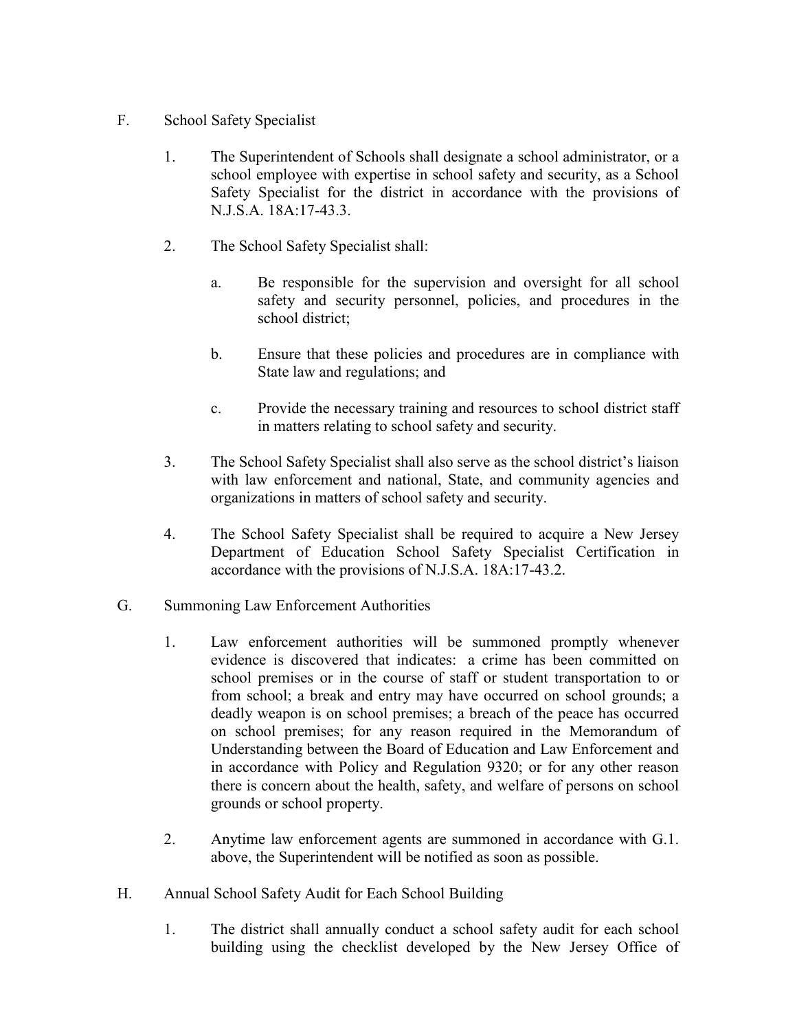F. School Safety Specialist

1. The Superintendent of Schools shall designate a school administrator, or a school employee with expertise in school safety and security, as a School Safety Specialist for the district in accordance with the provisions of N.J.S.A. 18A:17-43.3.

2. The School Safety Specialist shall:

   a. Be responsible for the supervision and oversight for all school safety and security personnel, policies, and procedures in the school district;

   b. Ensure that these policies and procedures are in compliance with State law and regulations; and

   c. Provide the necessary training and resources to school district staff in matters relating to school safety and security.

3. The School Safety Specialist shall also serve as the school district's liaison with law enforcement and national, State, and community agencies and organizations in matters of school safety and security.

4. The School Safety Specialist shall be required to acquire a New Jersey Department of Education School Safety Specialist Certification in accordance with the provisions of N.J.S.A. 18A:17-43.2.

G. Summoning Law Enforcement Authorities

1. Law enforcement authorities will be summoned promptly whenever evidence is discovered that indicates: a crime has been committed on school premises or in the course of staff or student transportation to or from school; a break and entry may have occurred on school grounds; a deadly weapon is on school premises; a breach of the peace has occurred on school premises; for any reason required in the Memorandum of Understanding between the Board of Education and Law Enforcement and in accordance with Policy and Regulation 9320; or for any other reason there is concern about the health, safety, and welfare of persons on school grounds or school property.

2. Anytime law enforcement agents are summoned in accordance with G.1. above, the Superintendent will be notified as soon as possible.

H. Annual School Safety Audit for Each School Building

1. The district shall annually conduct a school safety audit for each school building using the checklist developed by the New Jersey Office of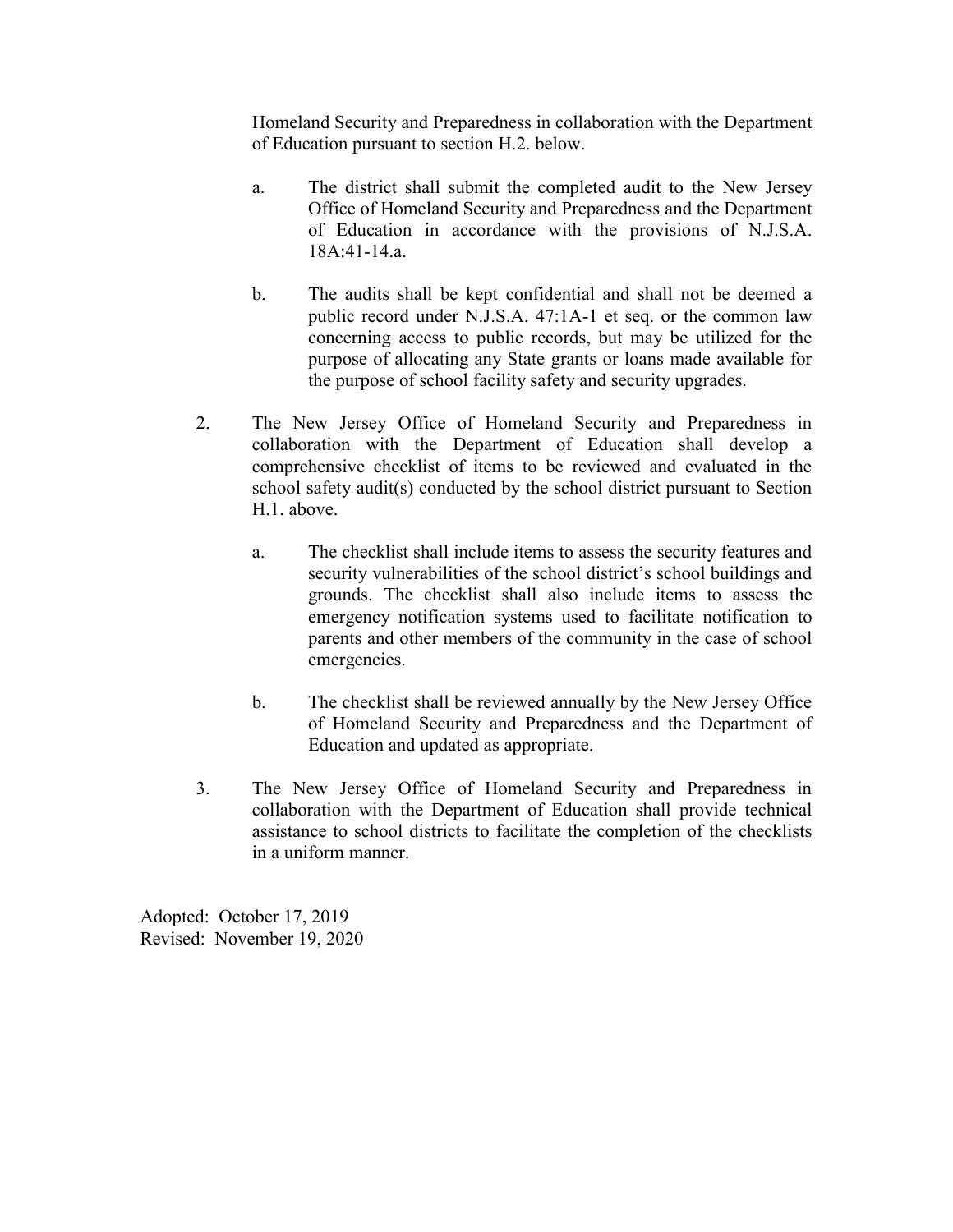Homeland Security and Preparedness in collaboration with the Department of Education pursuant to section H.2. below.

a. The district shall submit the completed audit to the New Jersey Office of Homeland Security and Preparedness and the Department of Education in accordance with the provisions of N.J.S.A. 18A:41-14.a.

b. The audits shall be kept confidential and shall not be deemed a public record under N.J.S.A. 47:1A-1 et seq. or the common law concerning access to public records, but may be utilized for the purpose of allocating any State grants or loans made available for the purpose of school facility safety and security upgrades.

2. The New Jersey Office of Homeland Security and Preparedness in collaboration with the Department of Education shall develop a comprehensive checklist of items to be reviewed and evaluated in the school safety audit(s) conducted by the school district pursuant to Section H.1. above.

   a. The checklist shall include items to assess the security features and security vulnerabilities of the school district's school buildings and grounds. The checklist shall also include items to assess the emergency notification systems used to facilitate notification to parents and other members of the community in the case of school emergencies.

   b. The checklist shall be reviewed annually by the New Jersey Office of Homeland Security and Preparedness and the Department of Education and updated as appropriate.

3. The New Jersey Office of Homeland Security and Preparedness in collaboration with the Department of Education shall provide technical assistance to school districts to facilitate the completion of the checklists in a uniform manner.

Adopted: October 17, 2019
Revised: November 19, 2020